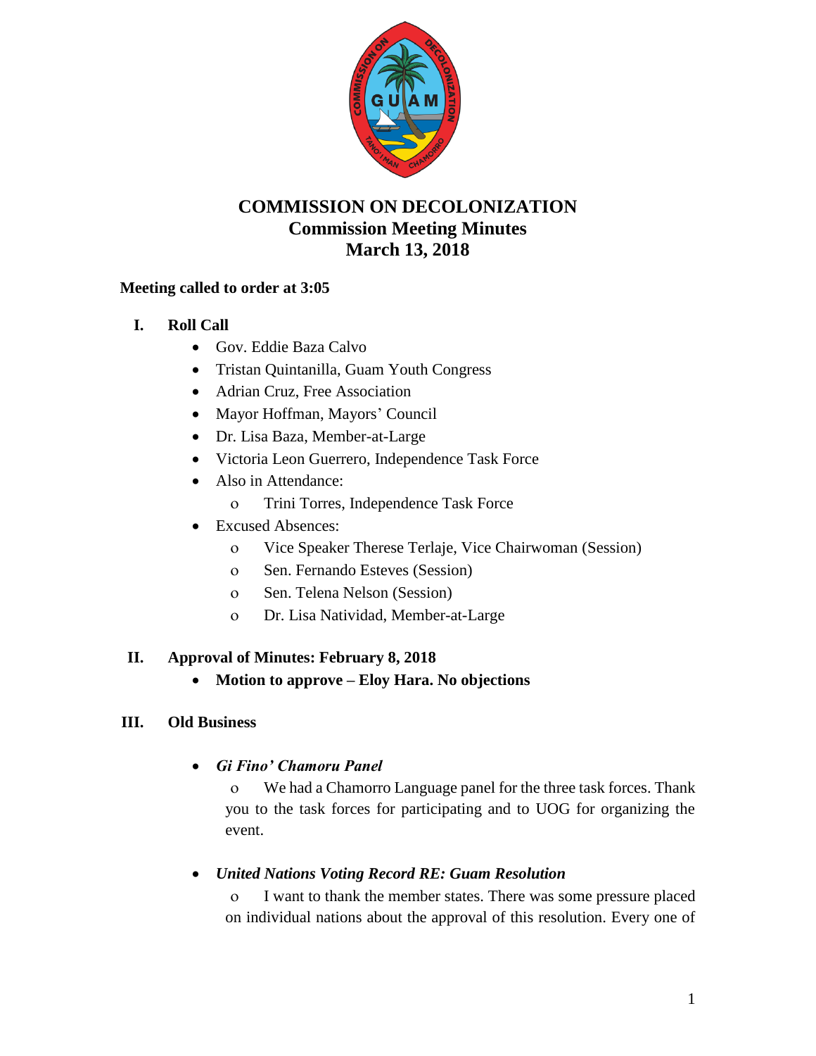# COMMISSION ON DECOLONIZATION
## Commission Meeting Minutes
## March 13, 2018

**Meeting called to order at 3:05**

**I. Roll Call**

- Gov. Eddie Baza Calvo
- Tristan Quintanilla, Guam Youth Congress
- Adrian Cruz, Free Association
- Mayor Hoffman, Mayors' Council
- Dr. Lisa Baza, Member-at-Large
- Victoria Leon Guerrero, Independence Task Force
- Also in Attendance:
  - Trini Torres, Independence Task Force
- Excused Absences:
  - Vice Speaker Therese Terlaje, Vice Chairwoman (Session)
  - Sen. Fernando Esteves (Session)
  - Sen. Telena Nelson (Session)
  - Dr. Lisa Natividad, Member-at-Large

**II. Approval of Minutes: February 8, 2018**

- **Motion to approve – Eloy Hara. No objections**

**III. Old Business**

- ***Gi Fino' Chamoru Panel***
  - We had a Chamorro Language panel for the three task forces. Thank you to the task forces for participating and to UOG for organizing the event.

- ***United Nations Voting Record RE: Guam Resolution***
  - I want to thank the member states. There was some pressure placed on individual nations about the approval of this resolution. Every one of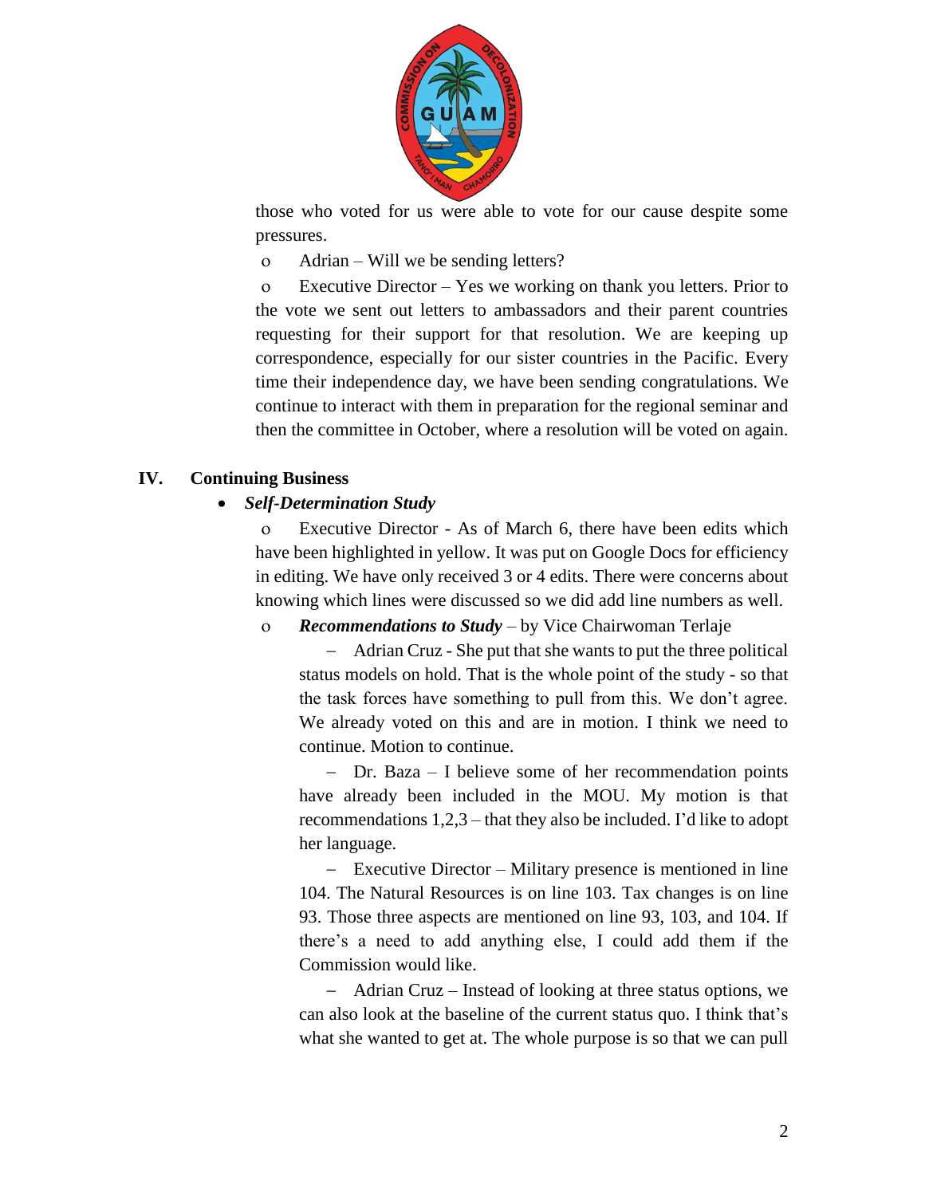those who voted for us were able to vote for our cause despite some pressures.

- Adrian – Will we be sending letters?
- Executive Director – Yes we working on thank you letters. Prior to the vote we sent out letters to ambassadors and their parent countries requesting for their support for that resolution. We are keeping up correspondence, especially for our sister countries in the Pacific. Every time their independence day, we have been sending congratulations. We continue to interact with them in preparation for the regional seminar and then the committee in October, where a resolution will be voted on again.

## IV. Continuing Business

- ***Self-Determination Study***
  - Executive Director - As of March 6, there have been edits which have been highlighted in yellow. It was put on Google Docs for efficiency in editing. We have only received 3 or 4 edits. There were concerns about knowing which lines were discussed so we did add line numbers as well.
  - ***Recommendations to Study*** – by Vice Chairwoman Terlaje
    - Adrian Cruz - She put that she wants to put the three political status models on hold. That is the whole point of the study - so that the task forces have something to pull from this. We don't agree. We already voted on this and are in motion. I think we need to continue. Motion to continue.
    - Dr. Baza – I believe some of her recommendation points have already been included in the MOU. My motion is that recommendations 1,2,3 – that they also be included. I'd like to adopt her language.
    - Executive Director – Military presence is mentioned in line 104. The Natural Resources is on line 103. Tax changes is on line 93. Those three aspects are mentioned on line 93, 103, and 104. If there's a need to add anything else, I could add them if the Commission would like.
    - Adrian Cruz – Instead of looking at three status options, we can also look at the baseline of the current status quo. I think that's what she wanted to get at. The whole purpose is so that we can pull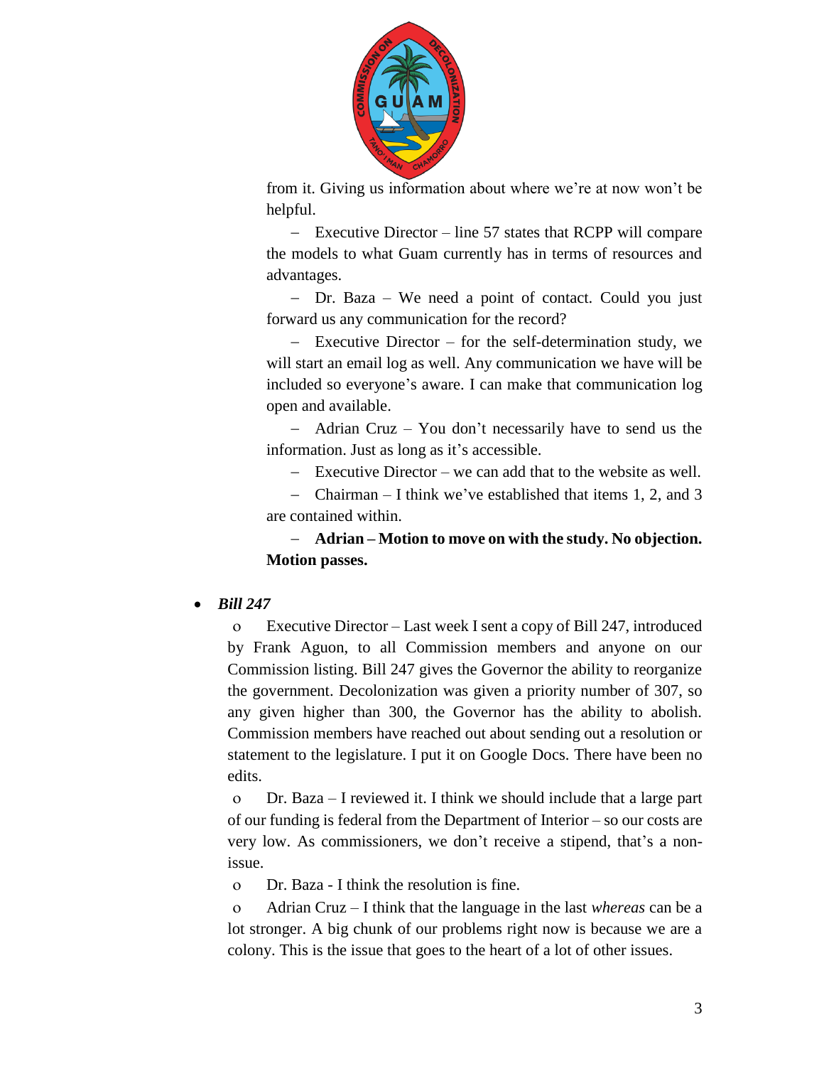from it. Giving us information about where we're at now won't be helpful.

– Executive Director – line 57 states that RCPP will compare the models to what Guam currently has in terms of resources and advantages.

– Dr. Baza – We need a point of contact. Could you just forward us any communication for the record?

– Executive Director – for the self-determination study, we will start an email log as well. Any communication we have will be included so everyone's aware. I can make that communication log open and available.

– Adrian Cruz – You don't necessarily have to send us the information. Just as long as it's accessible.

– Executive Director – we can add that to the website as well.

– Chairman – I think we've established that items 1, 2, and 3 are contained within.

– **Adrian – Motion to move on with the study. No objection. Motion passes.**

- ***Bill 247***
  - Executive Director – Last week I sent a copy of Bill 247, introduced by Frank Aguon, to all Commission members and anyone on our Commission listing. Bill 247 gives the Governor the ability to reorganize the government. Decolonization was given a priority number of 307, so any given higher than 300, the Governor has the ability to abolish. Commission members have reached out about sending out a resolution or statement to the legislature. I put it on Google Docs. There have been no edits.
  - Dr. Baza – I reviewed it. I think we should include that a large part of our funding is federal from the Department of Interior – so our costs are very low. As commissioners, we don't receive a stipend, that's a non-issue.
  - Dr. Baza - I think the resolution is fine.
  - Adrian Cruz – I think that the language in the last *whereas* can be a lot stronger. A big chunk of our problems right now is because we are a colony. This is the issue that goes to the heart of a lot of other issues.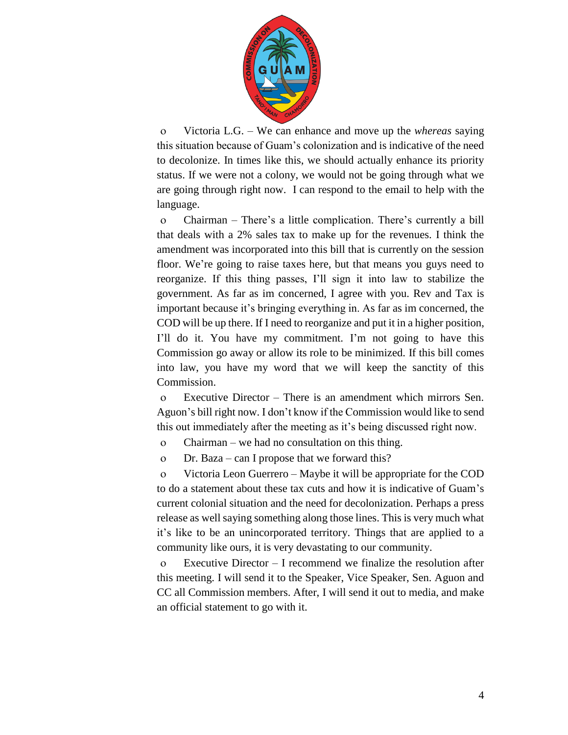- Victoria L.G. – We can enhance and move up the *whereas* saying this situation because of Guam's colonization and is indicative of the need to decolonize. In times like this, we should actually enhance its priority status. If we were not a colony, we would not be going through what we are going through right now. I can respond to the email to help with the language.
- Chairman – There's a little complication. There's currently a bill that deals with a 2% sales tax to make up for the revenues. I think the amendment was incorporated into this bill that is currently on the session floor. We're going to raise taxes here, but that means you guys need to reorganize. If this thing passes, I'll sign it into law to stabilize the government. As far as im concerned, I agree with you. Rev and Tax is important because it's bringing everything in. As far as im concerned, the COD will be up there. If I need to reorganize and put it in a higher position, I'll do it. You have my commitment. I'm not going to have this Commission go away or allow its role to be minimized. If this bill comes into law, you have my word that we will keep the sanctity of this Commission.
- Executive Director – There is an amendment which mirrors Sen. Aguon's bill right now. I don't know if the Commission would like to send this out immediately after the meeting as it's being discussed right now.
- Chairman – we had no consultation on this thing.
- Dr. Baza – can I propose that we forward this?
- Victoria Leon Guerrero – Maybe it will be appropriate for the COD to do a statement about these tax cuts and how it is indicative of Guam's current colonial situation and the need for decolonization. Perhaps a press release as well saying something along those lines. This is very much what it's like to be an unincorporated territory. Things that are applied to a community like ours, it is very devastating to our community.
- Executive Director – I recommend we finalize the resolution after this meeting. I will send it to the Speaker, Vice Speaker, Sen. Aguon and CC all Commission members. After, I will send it out to media, and make an official statement to go with it.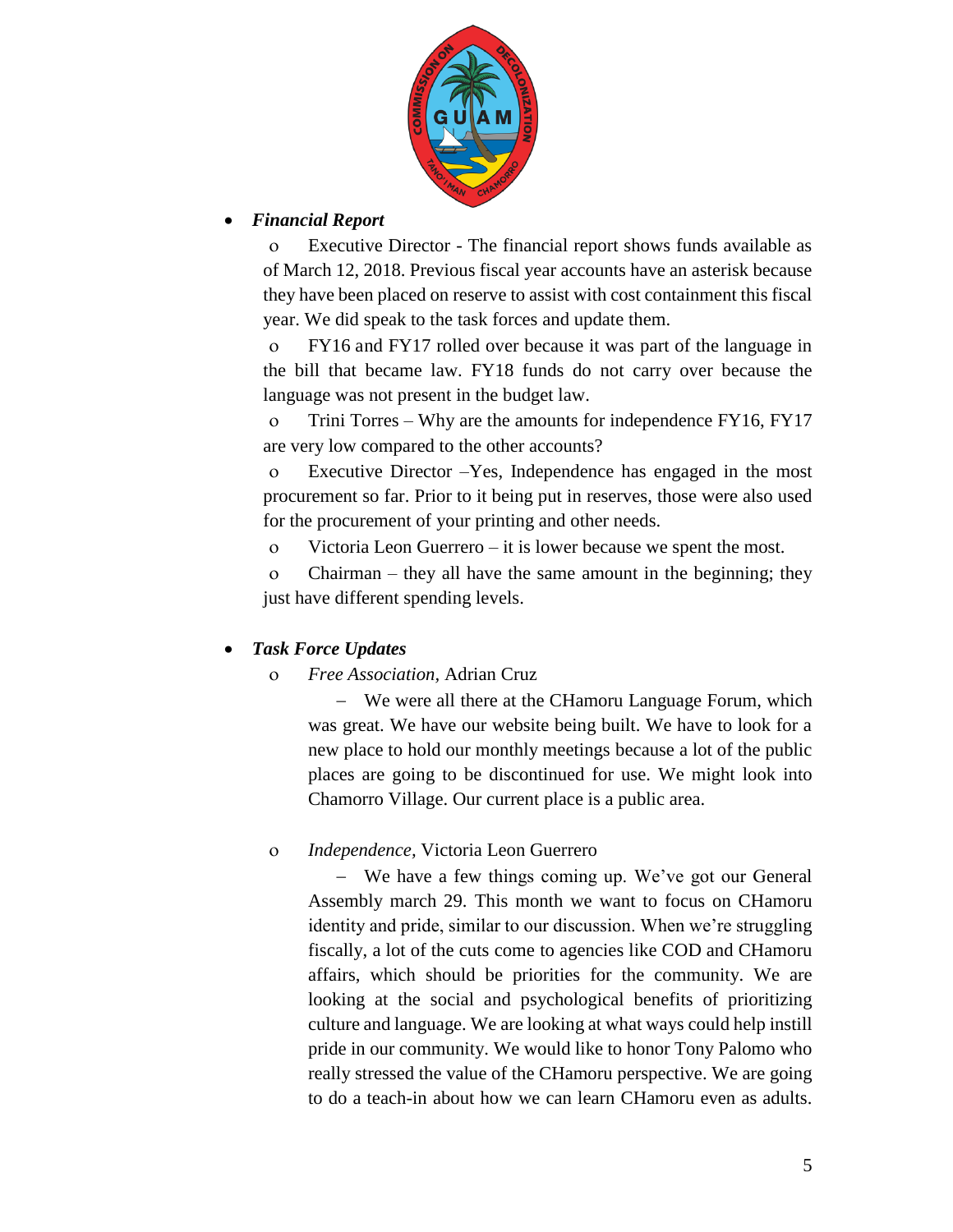- ***Financial Report***
  - Executive Director - The financial report shows funds available as of March 12, 2018. Previous fiscal year accounts have an asterisk because they have been placed on reserve to assist with cost containment this fiscal year. We did speak to the task forces and update them.
  - FY16 and FY17 rolled over because it was part of the language in the bill that became law. FY18 funds do not carry over because the language was not present in the budget law.
  - Trini Torres – Why are the amounts for independence FY16, FY17 are very low compared to the other accounts?
  - Executive Director –Yes, Independence has engaged in the most procurement so far. Prior to it being put in reserves, those were also used for the procurement of your printing and other needs.
  - Victoria Leon Guerrero – it is lower because we spent the most.
  - Chairman – they all have the same amount in the beginning; they just have different spending levels.

- ***Task Force Updates***
  - *Free Association*, Adrian Cruz
    - We were all there at the CHamoru Language Forum, which was great. We have our website being built. We have to look for a new place to hold our monthly meetings because a lot of the public places are going to be discontinued for use. We might look into Chamorro Village. Our current place is a public area.
  - *Independence*, Victoria Leon Guerrero
    - We have a few things coming up. We've got our General Assembly march 29. This month we want to focus on CHamoru identity and pride, similar to our discussion. When we're struggling fiscally, a lot of the cuts come to agencies like COD and CHamoru affairs, which should be priorities for the community. We are looking at the social and psychological benefits of prioritizing culture and language. We are looking at what ways could help instill pride in our community. We would like to honor Tony Palomo who really stressed the value of the CHamoru perspective. We are going to do a teach-in about how we can learn CHamoru even as adults.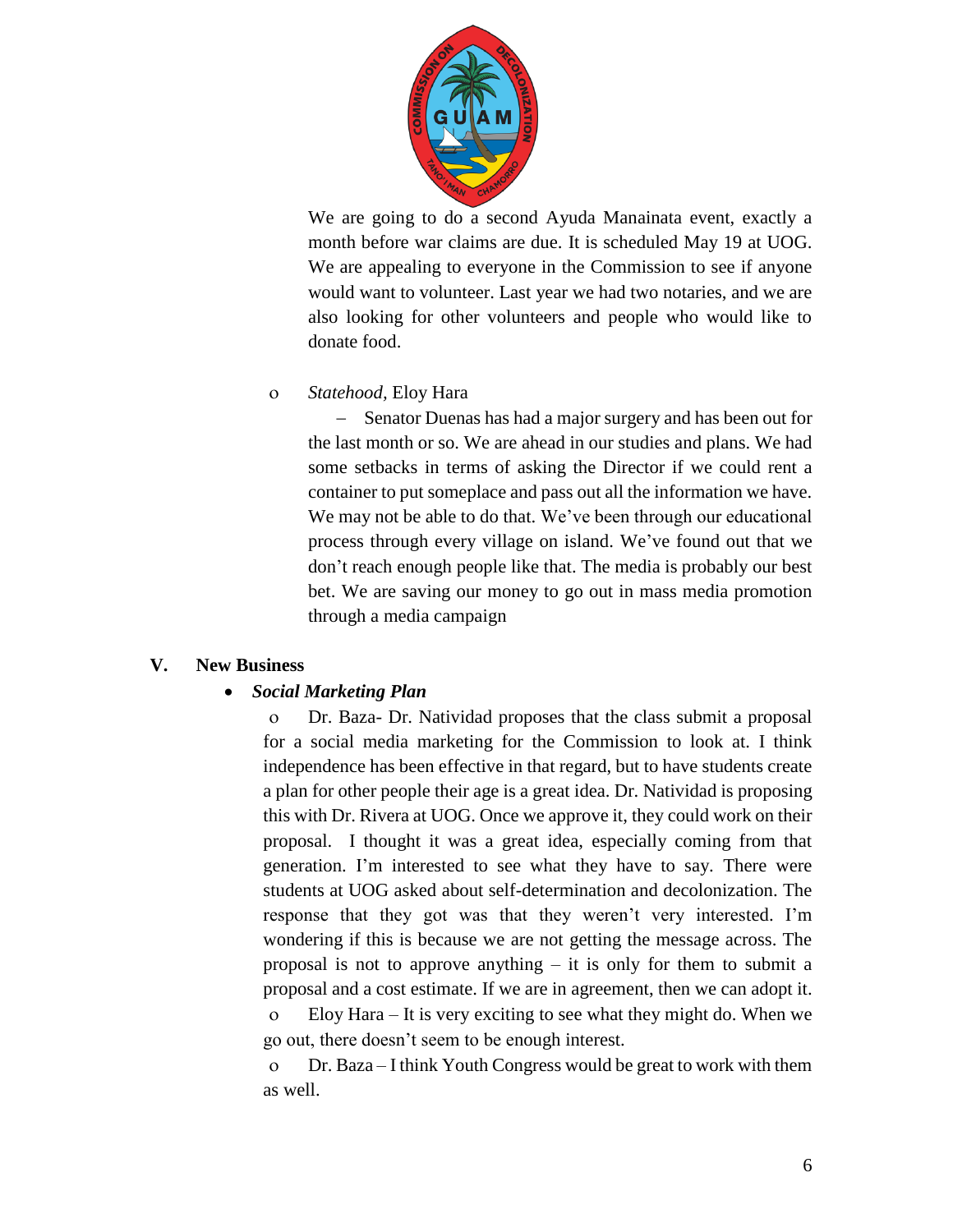We are going to do a second Ayuda Manainata event, exactly a month before war claims are due. It is scheduled May 19 at UOG. We are appealing to everyone in the Commission to see if anyone would want to volunteer. Last year we had two notaries, and we are also looking for other volunteers and people who would like to donate food.

- *Statehood*, Eloy Hara

  – Senator Duenas has had a major surgery and has been out for the last month or so. We are ahead in our studies and plans. We had some setbacks in terms of asking the Director if we could rent a container to put someplace and pass out all the information we have. We may not be able to do that. We've been through our educational process through every village on island. We've found out that we don't reach enough people like that. The media is probably our best bet. We are saving our money to go out in mass media promotion through a media campaign

## V. New Business

- ***Social Marketing Plan***
  - Dr. Baza- Dr. Natividad proposes that the class submit a proposal for a social media marketing for the Commission to look at. I think independence has been effective in that regard, but to have students create a plan for other people their age is a great idea. Dr. Natividad is proposing this with Dr. Rivera at UOG. Once we approve it, they could work on their proposal. I thought it was a great idea, especially coming from that generation. I'm interested to see what they have to say. There were students at UOG asked about self-determination and decolonization. The response that they got was that they weren't very interested. I'm wondering if this is because we are not getting the message across. The proposal is not to approve anything – it is only for them to submit a proposal and a cost estimate. If we are in agreement, then we can adopt it.
  - Eloy Hara – It is very exciting to see what they might do. When we go out, there doesn't seem to be enough interest.
  - Dr. Baza – I think Youth Congress would be great to work with them as well.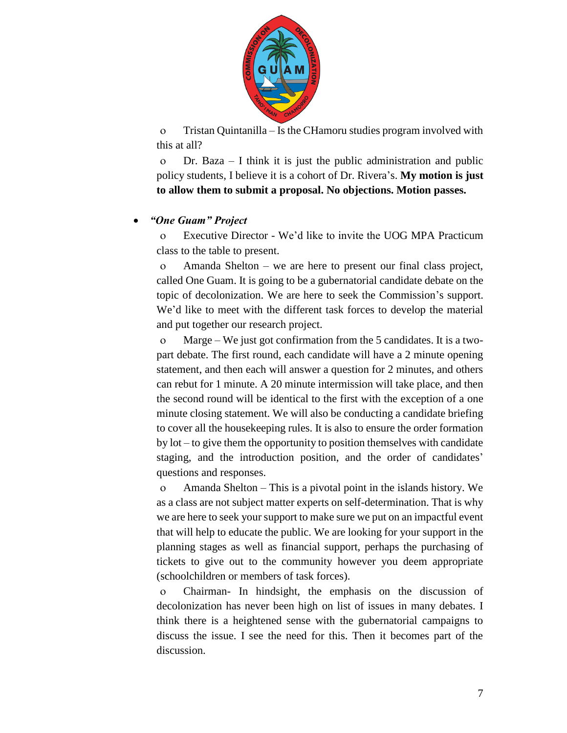- Tristan Quintanilla – Is the CHamoru studies program involved with this at all?
- Dr. Baza – I think it is just the public administration and public policy students, I believe it is a cohort of Dr. Rivera's. **My motion is just to allow them to submit a proposal. No objections. Motion passes.**

- ***"One Guam" Project***
  - Executive Director - We'd like to invite the UOG MPA Practicum class to the table to present.
  - Amanda Shelton – we are here to present our final class project, called One Guam. It is going to be a gubernatorial candidate debate on the topic of decolonization. We are here to seek the Commission's support. We'd like to meet with the different task forces to develop the material and put together our research project.
  - Marge – We just got confirmation from the 5 candidates. It is a two-part debate. The first round, each candidate will have a 2 minute opening statement, and then each will answer a question for 2 minutes, and others can rebut for 1 minute. A 20 minute intermission will take place, and then the second round will be identical to the first with the exception of a one minute closing statement. We will also be conducting a candidate briefing to cover all the housekeeping rules. It is also to ensure the order formation by lot – to give them the opportunity to position themselves with candidate staging, and the introduction position, and the order of candidates' questions and responses.
  - Amanda Shelton – This is a pivotal point in the islands history. We as a class are not subject matter experts on self-determination. That is why we are here to seek your support to make sure we put on an impactful event that will help to educate the public. We are looking for your support in the planning stages as well as financial support, perhaps the purchasing of tickets to give out to the community however you deem appropriate (schoolchildren or members of task forces).
  - Chairman- In hindsight, the emphasis on the discussion of decolonization has never been high on list of issues in many debates. I think there is a heightened sense with the gubernatorial campaigns to discuss the issue. I see the need for this. Then it becomes part of the discussion.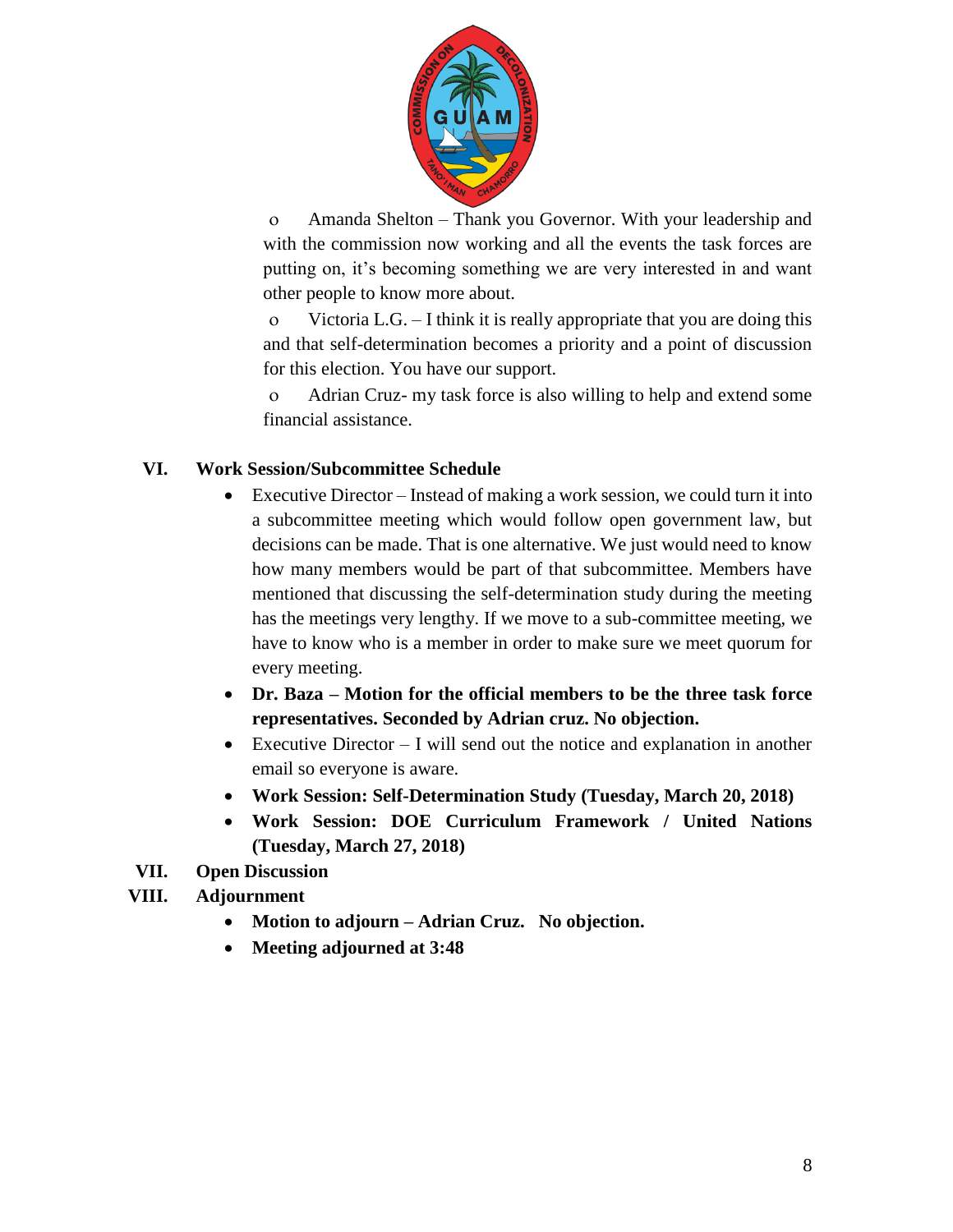- Amanda Shelton – Thank you Governor. With your leadership and with the commission now working and all the events the task forces are putting on, it's becoming something we are very interested in and want other people to know more about.
- Victoria L.G. – I think it is really appropriate that you are doing this and that self-determination becomes a priority and a point of discussion for this election. You have our support.
- Adrian Cruz- my task force is also willing to help and extend some financial assistance.

## VI. Work Session/Subcommittee Schedule

- Executive Director – Instead of making a work session, we could turn it into a subcommittee meeting which would follow open government law, but decisions can be made. That is one alternative. We just would need to know how many members would be part of that subcommittee. Members have mentioned that discussing the self-determination study during the meeting has the meetings very lengthy. If we move to a sub-committee meeting, we have to know who is a member in order to make sure we meet quorum for every meeting.
- **Dr. Baza – Motion for the official members to be the three task force representatives. Seconded by Adrian cruz. No objection.**
- Executive Director – I will send out the notice and explanation in another email so everyone is aware.
- **Work Session: Self-Determination Study (Tuesday, March 20, 2018)**
- **Work Session: DOE Curriculum Framework / United Nations (Tuesday, March 27, 2018)**

## VII. Open Discussion

## VIII. Adjournment

- **Motion to adjourn – Adrian Cruz. No objection.**
- **Meeting adjourned at 3:48**